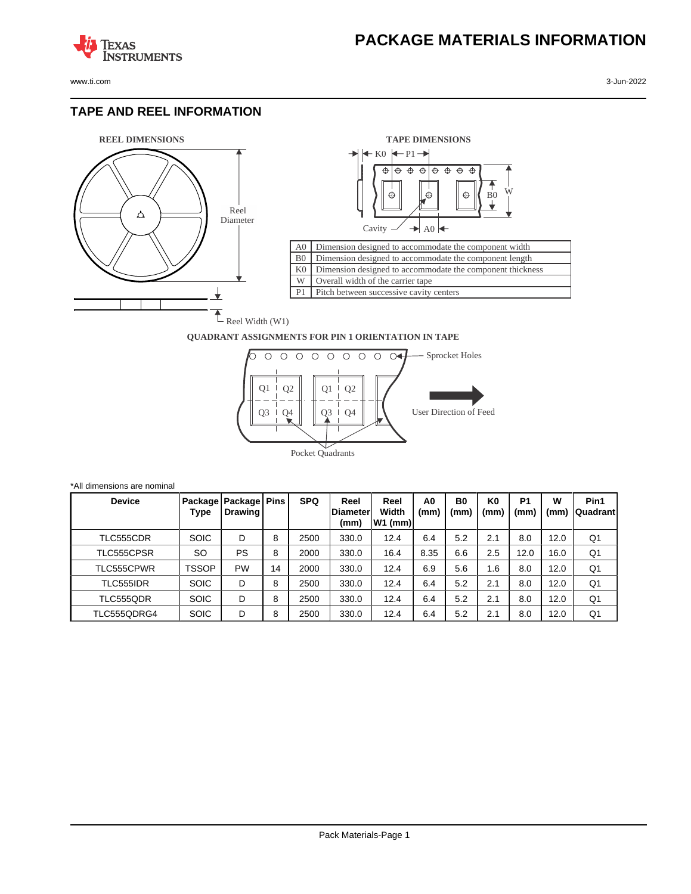# PACKAGE MATERIALS INFORMATION

## TAPE AND REEL INFORMATION

**REEL DIMENSIONS**

Reel Diameter

Reel Width (W1)

**TAPE DIMENSIONS**

| | |
|---|---|
| A0 | Dimension designed to accommodate the component width |
| B0 | Dimension designed to accommodate the component length |
| K0 | Dimension designed to accommodate the component thickness |
| W | Overall width of the carrier tape |
| P1 | Pitch between successive cavity centers |

**QUADRANT ASSIGNMENTS FOR PIN 1 ORIENTATION IN TAPE**

Sprocket Holes

User Direction of Feed

Pocket Quadrants

*All dimensions are nominal

| Device | Package Type | Package Drawing | Pins | SPQ | Reel Diameter (mm) | Reel Width W1 (mm) | A0 (mm) | B0 (mm) | K0 (mm) | P1 (mm) | W (mm) | Pin1 Quadrant |
|---|---|---|---|---|---|---|---|---|---|---|---|---|
| TLC555CDR | SOIC | D | 8 | 2500 | 330.0 | 12.4 | 6.4 | 5.2 | 2.1 | 8.0 | 12.0 | Q1 |
| TLC555CPSR | SO | PS | 8 | 2000 | 330.0 | 16.4 | 8.35 | 6.6 | 2.5 | 12.0 | 16.0 | Q1 |
| TLC555CPWR | TSSOP | PW | 14 | 2000 | 330.0 | 12.4 | 6.9 | 5.6 | 1.6 | 8.0 | 12.0 | Q1 |
| TLC555IDR | SOIC | D | 8 | 2500 | 330.0 | 12.4 | 6.4 | 5.2 | 2.1 | 8.0 | 12.0 | Q1 |
| TLC555QDR | SOIC | D | 8 | 2500 | 330.0 | 12.4 | 6.4 | 5.2 | 2.1 | 8.0 | 12.0 | Q1 |
| TLC555QDRG4 | SOIC | D | 8 | 2500 | 330.0 | 12.4 | 6.4 | 5.2 | 2.1 | 8.0 | 12.0 | Q1 |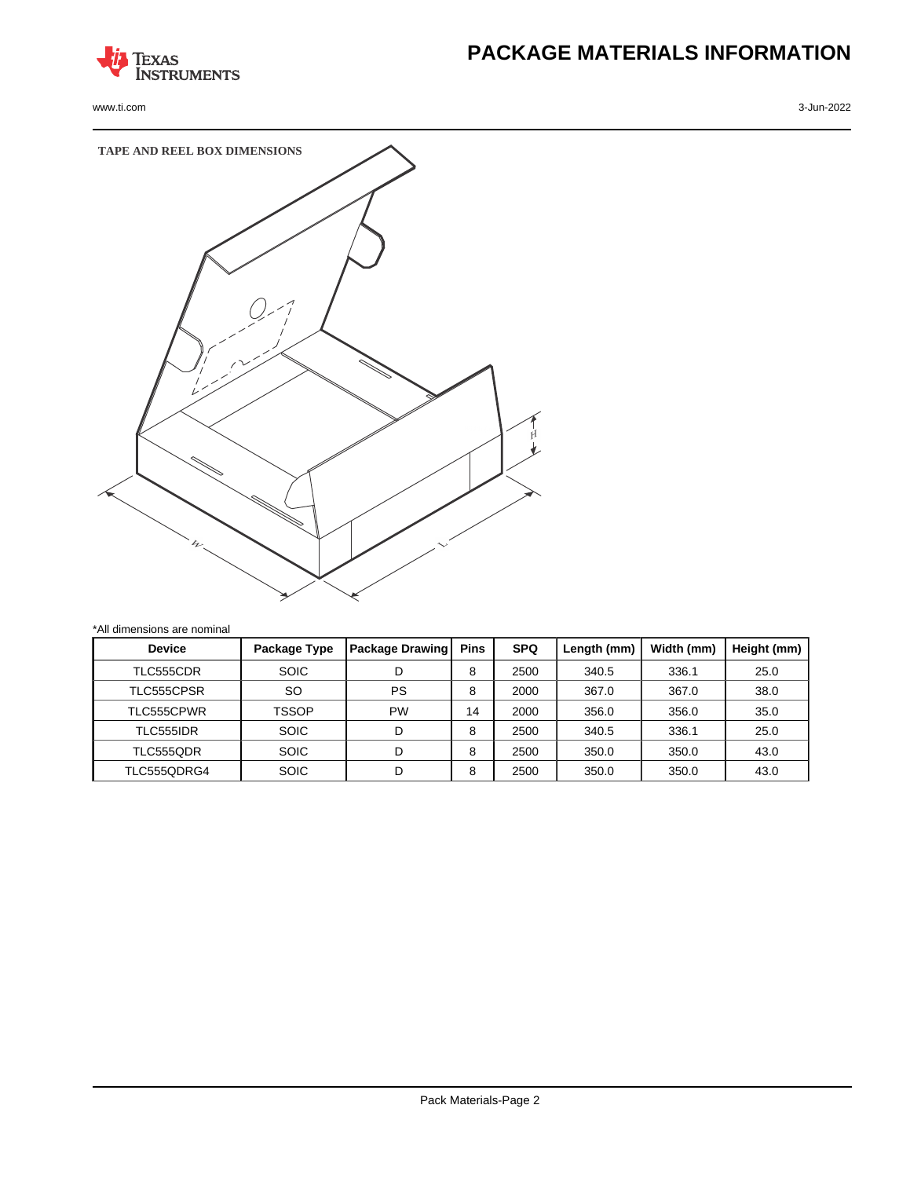# PACKAGE MATERIALS INFORMATION

TAPE AND REEL BOX DIMENSIONS

*All dimensions are nominal

| Device | Package Type | Package Drawing | Pins | SPQ | Length (mm) | Width (mm) | Height (mm) |
|---|---|---|---|---|---|---|---|
| TLC555CDR | SOIC | D | 8 | 2500 | 340.5 | 336.1 | 25.0 |
| TLC555CPSR | SO | PS | 8 | 2000 | 367.0 | 367.0 | 38.0 |
| TLC555CPWR | TSSOP | PW | 14 | 2000 | 356.0 | 356.0 | 35.0 |
| TLC555IDR | SOIC | D | 8 | 2500 | 340.5 | 336.1 | 25.0 |
| TLC555QDR | SOIC | D | 8 | 2500 | 350.0 | 350.0 | 43.0 |
| TLC555QDRG4 | SOIC | D | 8 | 2500 | 350.0 | 350.0 | 43.0 |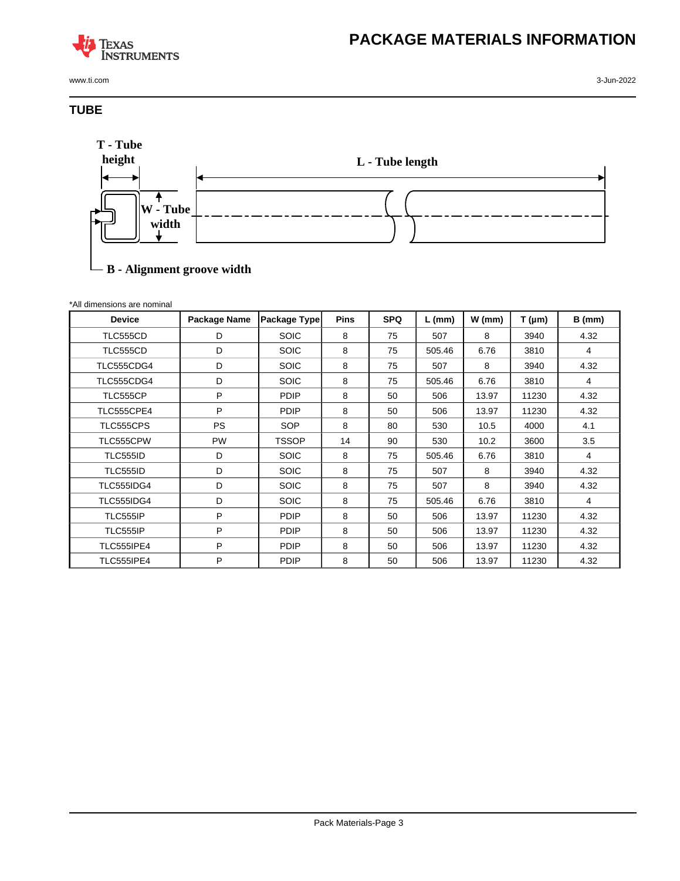# PACKAGE MATERIALS INFORMATION

## TUBE

T - Tube height

L - Tube length

W - Tube width

B - Alignment groove width

*All dimensions are nominal

| Device | Package Name | Package Type | Pins | SPQ | L (mm) | W (mm) | T (µm) | B (mm) |
|---|---|---|---|---|---|---|---|---|
| TLC555CD | D | SOIC | 8 | 75 | 507 | 8 | 3940 | 4.32 |
| TLC555CD | D | SOIC | 8 | 75 | 505.46 | 6.76 | 3810 | 4 |
| TLC555CDG4 | D | SOIC | 8 | 75 | 507 | 8 | 3940 | 4.32 |
| TLC555CDG4 | D | SOIC | 8 | 75 | 505.46 | 6.76 | 3810 | 4 |
| TLC555CP | P | PDIP | 8 | 50 | 506 | 13.97 | 11230 | 4.32 |
| TLC555CPE4 | P | PDIP | 8 | 50 | 506 | 13.97 | 11230 | 4.32 |
| TLC555CPS | PS | SOP | 8 | 80 | 530 | 10.5 | 4000 | 4.1 |
| TLC555CPW | PW | TSSOP | 14 | 90 | 530 | 10.2 | 3600 | 3.5 |
| TLC555ID | D | SOIC | 8 | 75 | 505.46 | 6.76 | 3810 | 4 |
| TLC555ID | D | SOIC | 8 | 75 | 507 | 8 | 3940 | 4.32 |
| TLC555IDG4 | D | SOIC | 8 | 75 | 507 | 8 | 3940 | 4.32 |
| TLC555IDG4 | D | SOIC | 8 | 75 | 505.46 | 6.76 | 3810 | 4 |
| TLC555IP | P | PDIP | 8 | 50 | 506 | 13.97 | 11230 | 4.32 |
| TLC555IP | P | PDIP | 8 | 50 | 506 | 13.97 | 11230 | 4.32 |
| TLC555IPE4 | P | PDIP | 8 | 50 | 506 | 13.97 | 11230 | 4.32 |
| TLC555IPE4 | P | PDIP | 8 | 50 | 506 | 13.97 | 11230 | 4.32 |